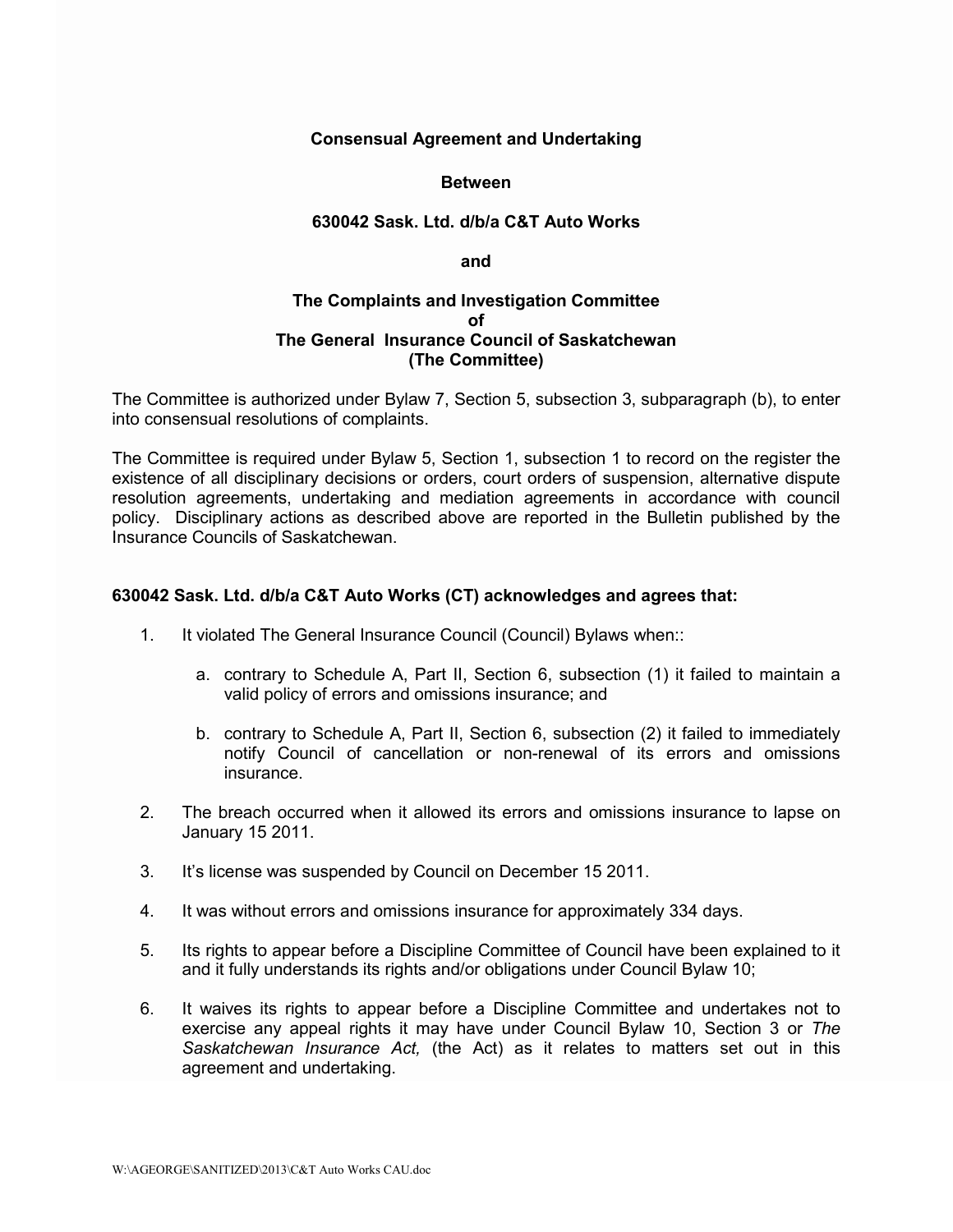**Consensual Agreement and Undertaking**

**Between**

**630042 Sask. Ltd. d/b/a C&T Auto Works**

**and**

**The Complaints and Investigation Committee**
**of**
**The General Insurance Council of Saskatchewan**
**(The Committee)**

The Committee is authorized under Bylaw 7, Section 5, subsection 3, subparagraph (b), to enter into consensual resolutions of complaints.

The Committee is required under Bylaw 5, Section 1, subsection 1 to record on the register the existence of all disciplinary decisions or orders, court orders of suspension, alternative dispute resolution agreements, undertaking and mediation agreements in accordance with council policy. Disciplinary actions as described above are reported in the Bulletin published by the Insurance Councils of Saskatchewan.

**630042 Sask. Ltd. d/b/a C&T Auto Works (CT) acknowledges and agrees that:**

1. It violated The General Insurance Council (Council) Bylaws when::
   a. contrary to Schedule A, Part II, Section 6, subsection (1) it failed to maintain a valid policy of errors and omissions insurance; and
   b. contrary to Schedule A, Part II, Section 6, subsection (2) it failed to immediately notify Council of cancellation or non-renewal of its errors and omissions insurance.
2. The breach occurred when it allowed its errors and omissions insurance to lapse on January 15 2011.
3. It's license was suspended by Council on December 15 2011.
4. It was without errors and omissions insurance for approximately 334 days.
5. Its rights to appear before a Discipline Committee of Council have been explained to it and it fully understands its rights and/or obligations under Council Bylaw 10;
6. It waives its rights to appear before a Discipline Committee and undertakes not to exercise any appeal rights it may have under Council Bylaw 10, Section 3 or *The Saskatchewan Insurance Act,* (the Act) as it relates to matters set out in this agreement and undertaking.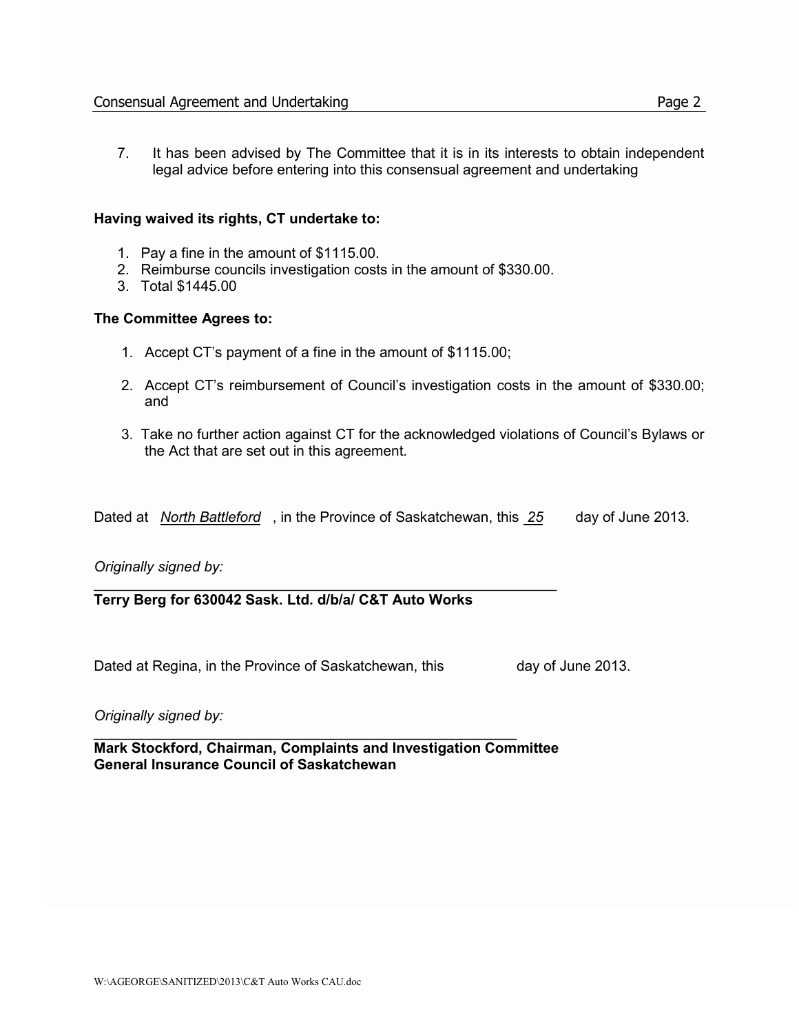7. It has been advised by The Committee that it is in its interests to obtain independent legal advice before entering into this consensual agreement and undertaking

**Having waived its rights, CT undertake to:**

1. Pay a fine in the amount of $1115.00.
2. Reimburse councils investigation costs in the amount of $330.00.
3. Total $1445.00

**The Committee Agrees to:**

1. Accept CT's payment of a fine in the amount of $1115.00;
2. Accept CT's reimbursement of Council's investigation costs in the amount of $330.00; and
3. Take no further action against CT for the acknowledged violations of Council's Bylaws or the Act that are set out in this agreement.

Dated at *North Battleford*, in the Province of Saskatchewan, this *25* day of June 2013.

*Originally signed by:*

**Terry Berg for 630042 Sask. Ltd. d/b/a/ C&T Auto Works**

Dated at Regina, in the Province of Saskatchewan, this day of June 2013.

*Originally signed by:*

**Mark Stockford, Chairman, Complaints and Investigation Committee**
**General Insurance Council of Saskatchewan**

W:\AGEORGE\SANITIZED\2013\C&T Auto Works CAU.doc